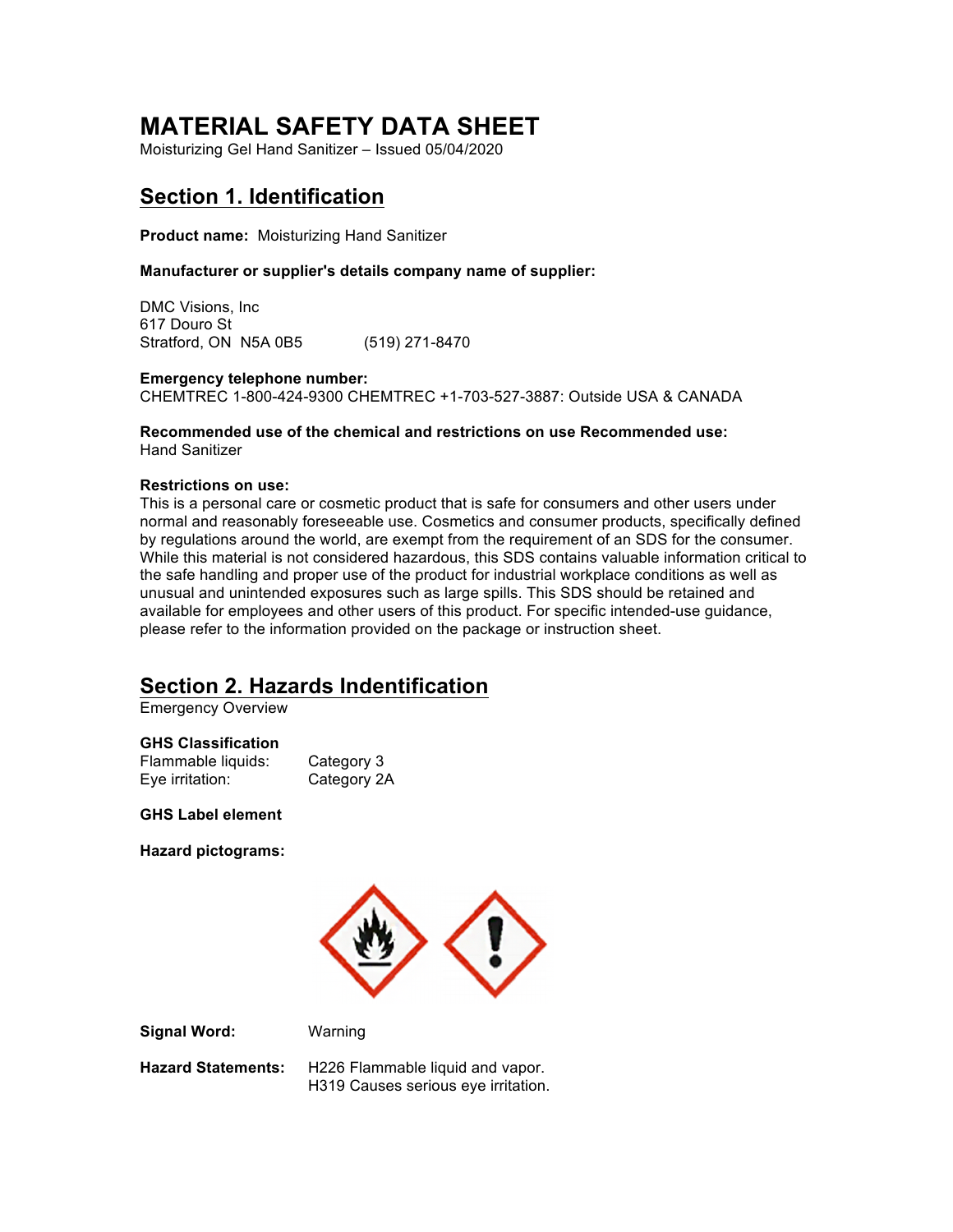# MATERIAL SAFETY DATA SHEET

Moisturizing Gel Hand Sanitizer – Issued 05/04/2020

## Section 1. Identification

**Product name:** Moisturizing Hand Sanitizer

**Manufacturer or supplier's details company name of supplier:**

DMC Visions, Inc
617 Douro St
Stratford, ON N5A 0B5 (519) 271-8470

**Emergency telephone number:**
CHEMTREC 1-800-424-9300 CHEMTREC +1-703-527-3887: Outside USA & CANADA

**Recommended use of the chemical and restrictions on use Recommended use:**
Hand Sanitizer

**Restrictions on use:**
This is a personal care or cosmetic product that is safe for consumers and other users under normal and reasonably foreseeable use. Cosmetics and consumer products, specifically defined by regulations around the world, are exempt from the requirement of an SDS for the consumer. While this material is not considered hazardous, this SDS contains valuable information critical to the safe handling and proper use of the product for industrial workplace conditions as well as unusual and unintended exposures such as large spills. This SDS should be retained and available for employees and other users of this product. For specific intended-use guidance, please refer to the information provided on the package or instruction sheet.

## Section 2. Hazards Indentification

Emergency Overview

**GHS Classification**

Flammable liquids: Category 3
Eye irritation: Category 2A

**GHS Label element**

**Hazard pictograms:**

**Signal Word:** Warning

**Hazard Statements:** H226 Flammable liquid and vapor.
H319 Causes serious eye irritation.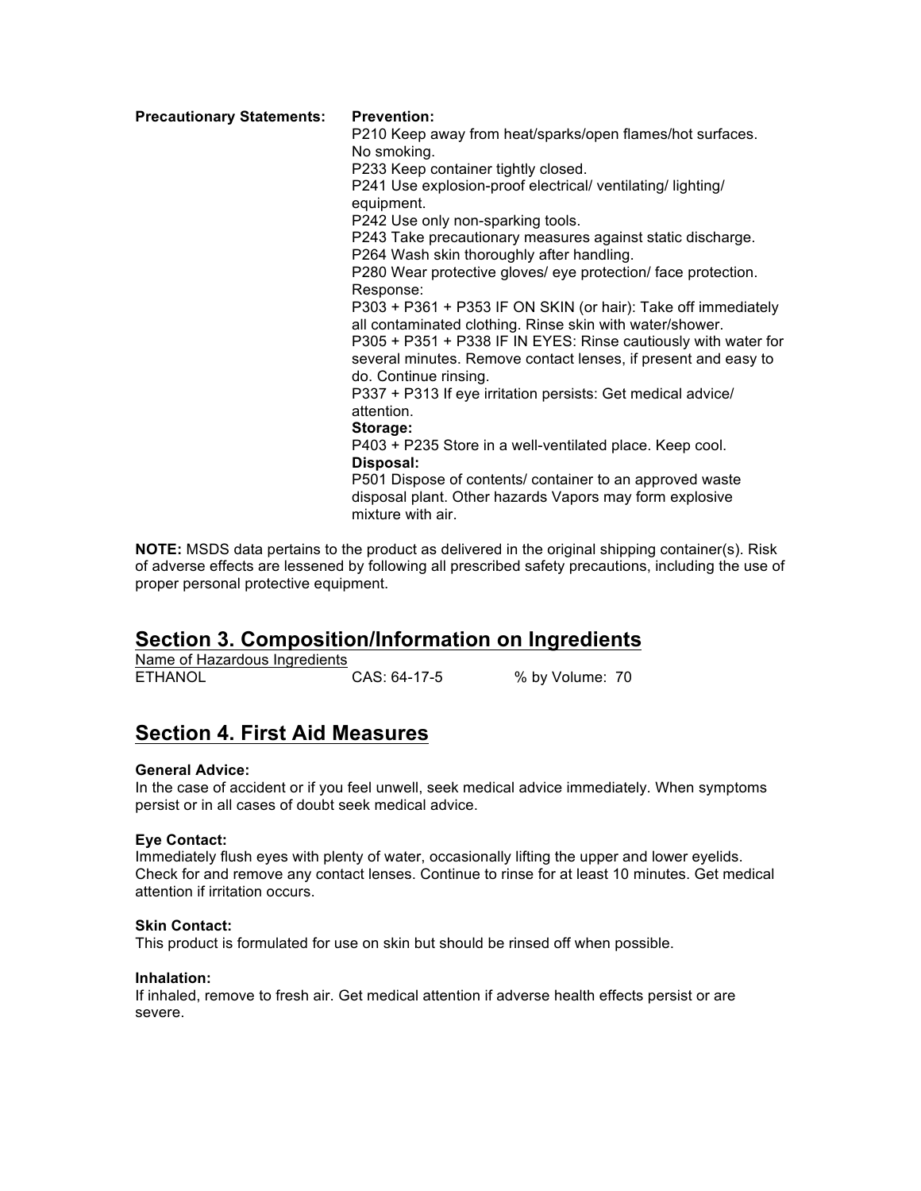**Precautionary Statements:**

**Prevention:**

P210 Keep away from heat/sparks/open flames/hot surfaces. No smoking.

P233 Keep container tightly closed.

P241 Use explosion-proof electrical/ ventilating/ lighting/ equipment.

P242 Use only non-sparking tools.

P243 Take precautionary measures against static discharge.

P264 Wash skin thoroughly after handling.

P280 Wear protective gloves/ eye protection/ face protection.

Response:

P303 + P361 + P353 IF ON SKIN (or hair): Take off immediately all contaminated clothing. Rinse skin with water/shower.

P305 + P351 + P338 IF IN EYES: Rinse cautiously with water for several minutes. Remove contact lenses, if present and easy to do. Continue rinsing.

P337 + P313 If eye irritation persists: Get medical advice/ attention.

**Storage:**

P403 + P235 Store in a well-ventilated place. Keep cool.

**Disposal:**

P501 Dispose of contents/ container to an approved waste disposal plant. Other hazards Vapors may form explosive mixture with air.

**NOTE:** MSDS data pertains to the product as delivered in the original shipping container(s). Risk of adverse effects are lessened by following all prescribed safety precautions, including the use of proper personal protective equipment.

## Section 3. Composition/Information on Ingredients

| Name of Hazardous Ingredients | | |
|---|---|---|
| ETHANOL | CAS: 64-17-5 | % by Volume: 70 |

## Section 4. First Aid Measures

**General Advice:**

In the case of accident or if you feel unwell, seek medical advice immediately. When symptoms persist or in all cases of doubt seek medical advice.

**Eye Contact:**

Immediately flush eyes with plenty of water, occasionally lifting the upper and lower eyelids. Check for and remove any contact lenses. Continue to rinse for at least 10 minutes. Get medical attention if irritation occurs.

**Skin Contact:**

This product is formulated for use on skin but should be rinsed off when possible.

**Inhalation:**

If inhaled, remove to fresh air. Get medical attention if adverse health effects persist or are severe.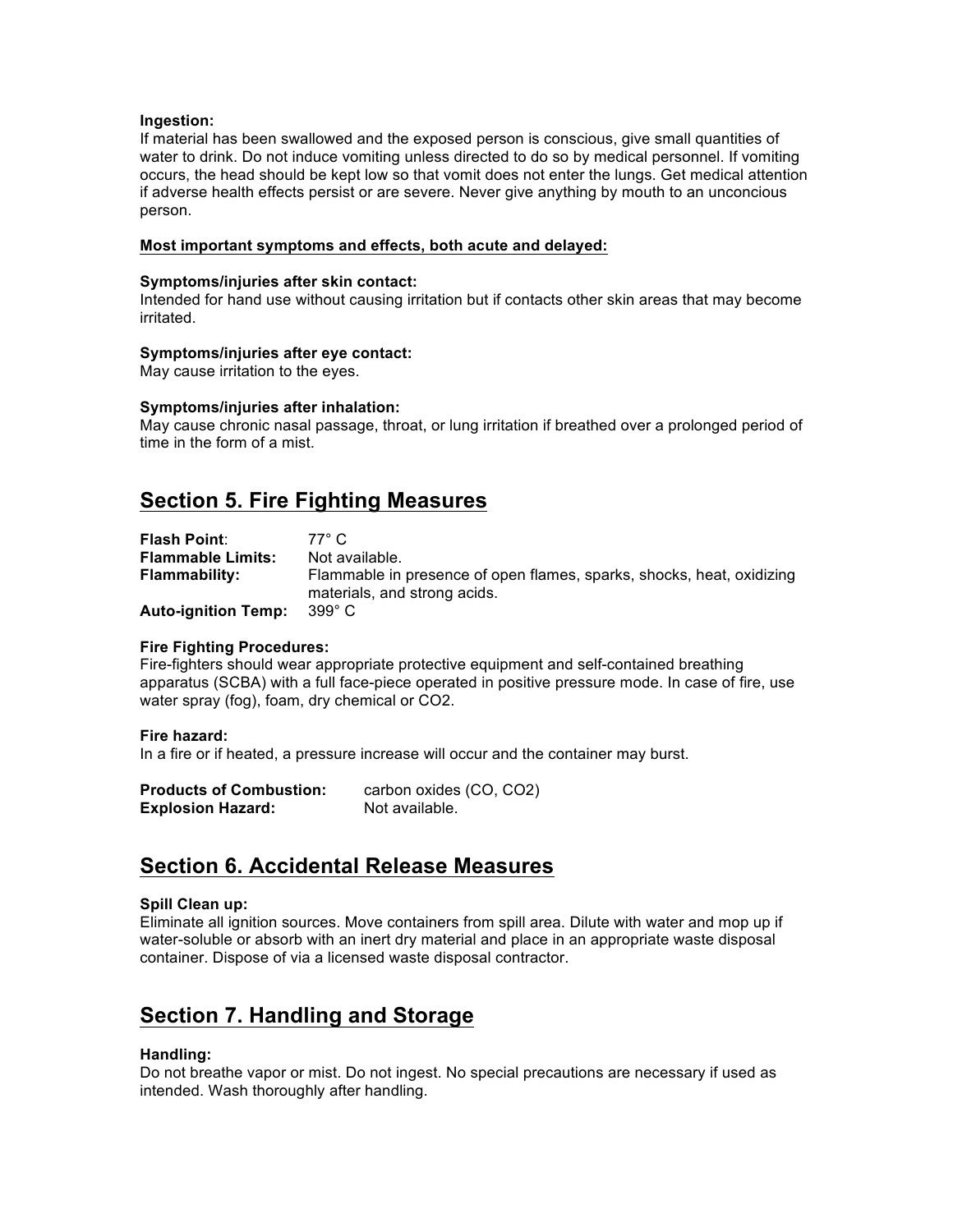**Ingestion:**
If material has been swallowed and the exposed person is conscious, give small quantities of water to drink. Do not induce vomiting unless directed to do so by medical personnel. If vomiting occurs, the head should be kept low so that vomit does not enter the lungs. Get medical attention if adverse health effects persist or are severe. Never give anything by mouth to an unconcious person.

**Most important symptoms and effects, both acute and delayed:**

**Symptoms/injuries after skin contact:**
Intended for hand use without causing irritation but if contacts other skin areas that may become irritated.

**Symptoms/injuries after eye contact:**
May cause irritation to the eyes.

**Symptoms/injuries after inhalation:**
May cause chronic nasal passage, throat, or lung irritation if breathed over a prolonged period of time in the form of a mist.

## Section 5. Fire Fighting Measures

**Flash Point**: 77° C
**Flammable Limits:** Not available.
**Flammability:** Flammable in presence of open flames, sparks, shocks, heat, oxidizing materials, and strong acids.
**Auto-ignition Temp:** 399° C

**Fire Fighting Procedures:**
Fire-fighters should wear appropriate protective equipment and self-contained breathing apparatus (SCBA) with a full face-piece operated in positive pressure mode. In case of fire, use water spray (fog), foam, dry chemical or $CO_2$.

**Fire hazard:**
In a fire or if heated, a pressure increase will occur and the container may burst.

**Products of Combustion:** carbon oxides ($CO$, $CO_2$)
**Explosion Hazard:** Not available.

## Section 6. Accidental Release Measures

**Spill Clean up:**
Eliminate all ignition sources. Move containers from spill area. Dilute with water and mop up if water-soluble or absorb with an inert dry material and place in an appropriate waste disposal container. Dispose of via a licensed waste disposal contractor.

## Section 7. Handling and Storage

**Handling:**
Do not breathe vapor or mist. Do not ingest. No special precautions are necessary if used as intended. Wash thoroughly after handling.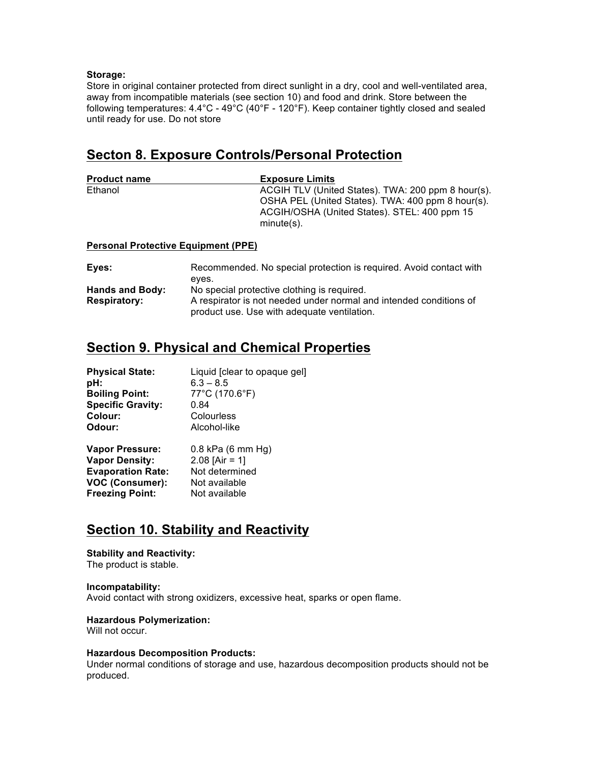**Storage:**
Store in original container protected from direct sunlight in a dry, cool and well-ventilated area, away from incompatible materials (see section 10) and food and drink. Store between the following temperatures: 4.4°C - 49°C (40°F - 120°F). Keep container tightly closed and sealed until ready for use. Do not store

## Secton 8. Exposure Controls/Personal Protection

| Product name | Exposure Limits |
|---|---|
| Ethanol | ACGIH TLV (United States). TWA: 200 ppm 8 hour(s).<br>OSHA PEL (United States). TWA: 400 ppm 8 hour(s).<br>ACGIH/OSHA (United States). STEL: 400 ppm 15 minute(s). |

**Personal Protective Equipment (PPE)**

**Eyes:** Recommended. No special protection is required. Avoid contact with eyes.
**Hands and Body:** No special protective clothing is required.
**Respiratory:** A respirator is not needed under normal and intended conditions of product use. Use with adequate ventilation.

## Section 9. Physical and Chemical Properties

**Physical State:** Liquid [clear to opaque gel]
**pH:** 6.3 – 8.5
**Boiling Point:** 77°C (170.6°F)
**Specific Gravity:** 0.84
**Colour:** Colourless
**Odour:** Alcohol-like

**Vapor Pressure:** 0.8 kPa (6 mm Hg)
**Vapor Density:** 2.08 [Air = 1]
**Evaporation Rate:** Not determined
**VOC (Consumer):** Not available
**Freezing Point:** Not available

## Section 10. Stability and Reactivity

**Stability and Reactivity:**
The product is stable.

**Incompatability:**
Avoid contact with strong oxidizers, excessive heat, sparks or open flame.

**Hazardous Polymerization:**
Will not occur.

**Hazardous Decomposition Products:**
Under normal conditions of storage and use, hazardous decomposition products should not be produced.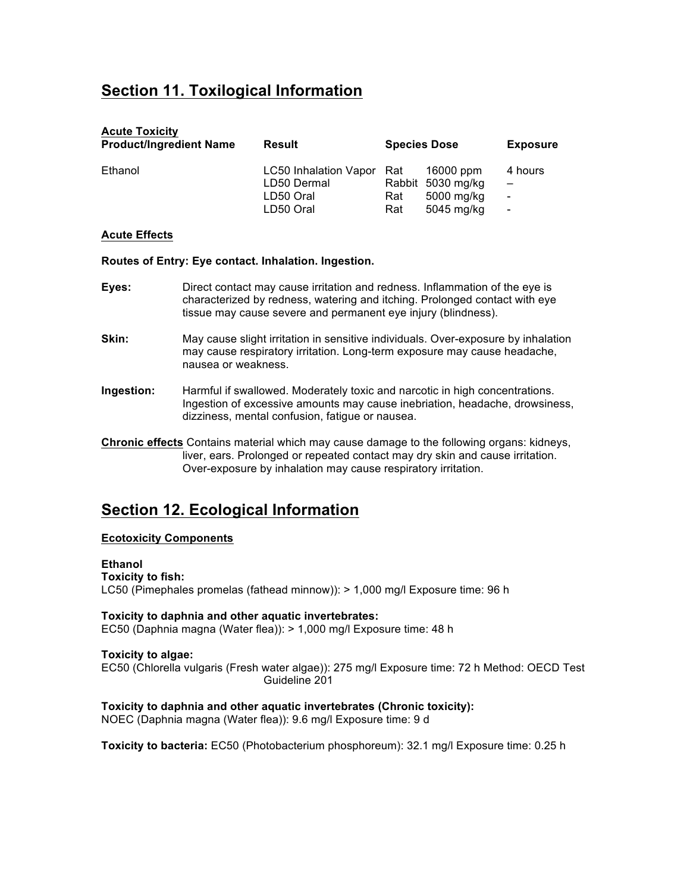## Section 11. Toxilogical Information

**Acute Toxicity**

| Product/Ingredient Name | Result | Species | Dose | Exposure |
|---|---|---|---|---|
| Ethanol | LC50 Inhalation Vapor | Rat | 16000 ppm | 4 hours |
| | LD50 Dermal | Rabbit | 5030 mg/kg | – |
| | LD50 Oral | Rat | 5000 mg/kg | - |
| | LD50 Oral | Rat | 5045 mg/kg | - |

**Acute Effects**

**Routes of Entry: Eye contact. Inhalation. Ingestion.**

**Eyes:** Direct contact may cause irritation and redness. Inflammation of the eye is characterized by redness, watering and itching. Prolonged contact with eye tissue may cause severe and permanent eye injury (blindness).

**Skin:** May cause slight irritation in sensitive individuals. Over-exposure by inhalation may cause respiratory irritation. Long-term exposure may cause headache, nausea or weakness.

**Ingestion:** Harmful if swallowed. Moderately toxic and narcotic in high concentrations. Ingestion of excessive amounts may cause inebriation, headache, drowsiness, dizziness, mental confusion, fatigue or nausea.

**Chronic effects** Contains material which may cause damage to the following organs: kidneys, liver, ears. Prolonged or repeated contact may dry skin and cause irritation. Over-exposure by inhalation may cause respiratory irritation.

## Section 12. Ecological Information

**Ecotoxicity Components**

**Ethanol**

**Toxicity to fish:**
LC50 (Pimephales promelas (fathead minnow)): > 1,000 mg/l Exposure time: 96 h

**Toxicity to daphnia and other aquatic invertebrates:**
EC50 (Daphnia magna (Water flea)): > 1,000 mg/l Exposure time: 48 h

**Toxicity to algae:**
EC50 (Chlorella vulgaris (Fresh water algae)): 275 mg/l Exposure time: 72 h Method: OECD Test Guideline 201

**Toxicity to daphnia and other aquatic invertebrates (Chronic toxicity):**
NOEC (Daphnia magna (Water flea)): 9.6 mg/l Exposure time: 9 d

**Toxicity to bacteria:** EC50 (Photobacterium phosphoreum): 32.1 mg/l Exposure time: 0.25 h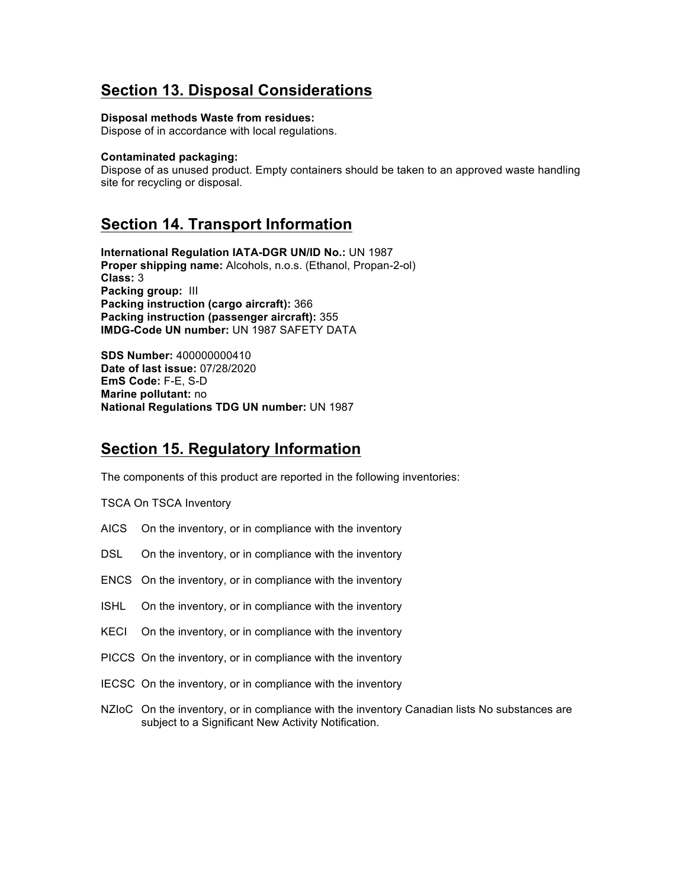## Section 13. Disposal Considerations

**Disposal methods Waste from residues:**
Dispose of in accordance with local regulations.

**Contaminated packaging:**
Dispose of as unused product. Empty containers should be taken to an approved waste handling site for recycling or disposal.

## Section 14. Transport Information

**International Regulation IATA-DGR UN/ID No.:** UN 1987
**Proper shipping name:** Alcohols, n.o.s. (Ethanol, Propan-2-ol)
**Class:** 3
**Packing group:** III
**Packing instruction (cargo aircraft):** 366
**Packing instruction (passenger aircraft):** 355
**IMDG-Code UN number:** UN 1987 SAFETY DATA

**SDS Number:** 400000000410
**Date of last issue:** 07/28/2020
**EmS Code:** F-E, S-D
**Marine pollutant:** no
**National Regulations TDG UN number:** UN 1987

## Section 15. Regulatory Information

The components of this product are reported in the following inventories:

TSCA On TSCA Inventory

AICS On the inventory, or in compliance with the inventory

DSL On the inventory, or in compliance with the inventory

ENCS On the inventory, or in compliance with the inventory

ISHL On the inventory, or in compliance with the inventory

KECI On the inventory, or in compliance with the inventory

PICCS On the inventory, or in compliance with the inventory

IECSC On the inventory, or in compliance with the inventory

NZIoC On the inventory, or in compliance with the inventory Canadian lists No substances are subject to a Significant New Activity Notification.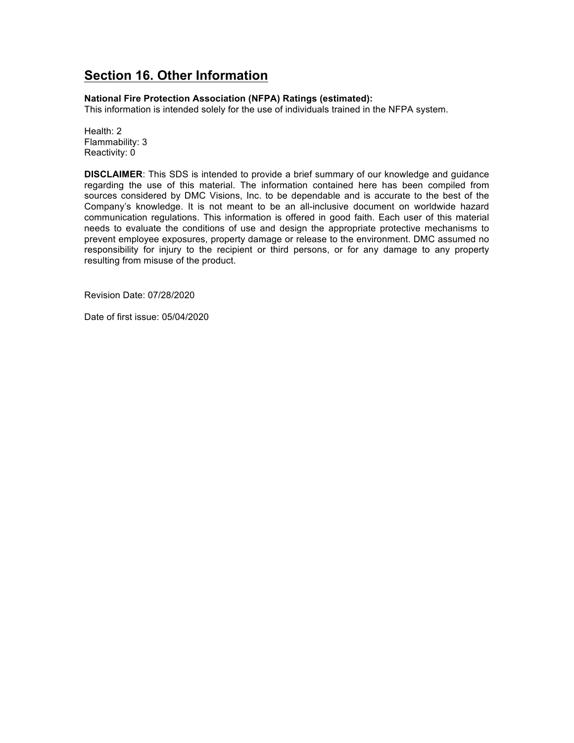## Section 16. Other Information

**National Fire Protection Association (NFPA) Ratings (estimated):**
This information is intended solely for the use of individuals trained in the NFPA system.

Health: 2
Flammability: 3
Reactivity: 0

**DISCLAIMER**: This SDS is intended to provide a brief summary of our knowledge and guidance regarding the use of this material. The information contained here has been compiled from sources considered by DMC Visions, Inc. to be dependable and is accurate to the best of the Company's knowledge. It is not meant to be an all-inclusive document on worldwide hazard communication regulations. This information is offered in good faith. Each user of this material needs to evaluate the conditions of use and design the appropriate protective mechanisms to prevent employee exposures, property damage or release to the environment. DMC assumed no responsibility for injury to the recipient or third persons, or for any damage to any property resulting from misuse of the product.

Revision Date: 07/28/2020

Date of first issue: 05/04/2020